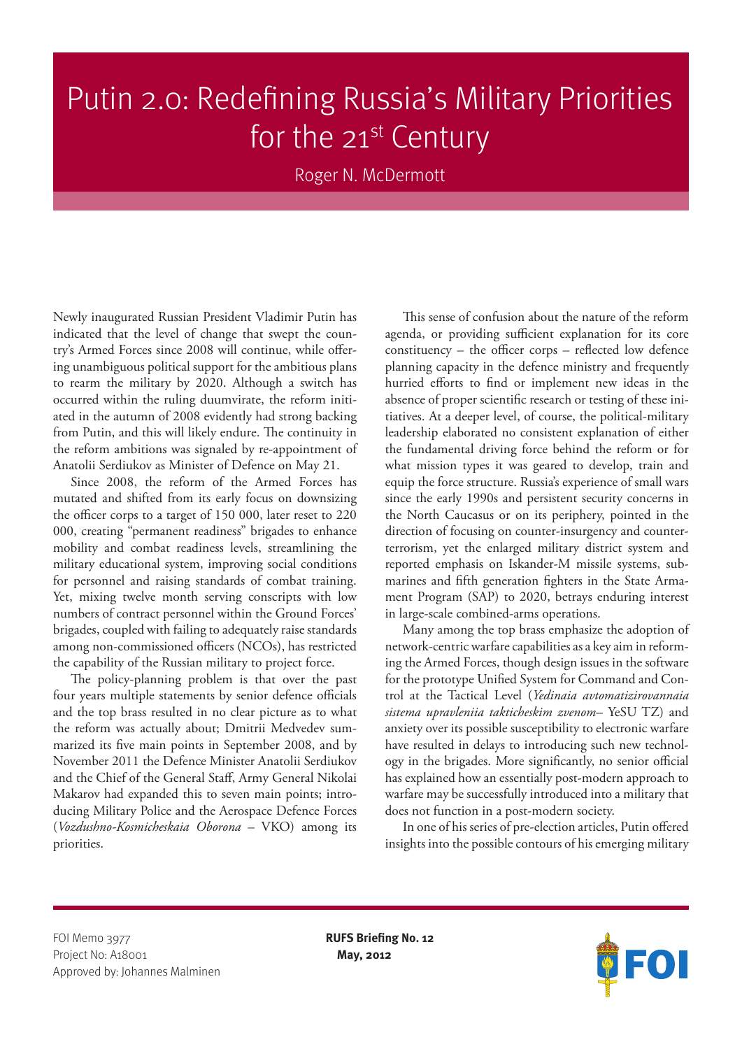# Putin 2.0: Redefining Russia's Military Priorities for the 21st Century

Roger N. McDermott

Newly inaugurated Russian President Vladimir Putin has indicated that the level of change that swept the country's Armed Forces since 2008 will continue, while offering unambiguous political support for the ambitious plans to rearm the military by 2020. Although a switch has occurred within the ruling duumvirate, the reform initiated in the autumn of 2008 evidently had strong backing from Putin, and this will likely endure. The continuity in the reform ambitions was signaled by re-appointment of Anatolii Serdiukov as Minister of Defence on May 21.

Since 2008, the reform of the Armed Forces has mutated and shifted from its early focus on downsizing the officer corps to a target of 150 000, later reset to 220 000, creating "permanent readiness" brigades to enhance mobility and combat readiness levels, streamlining the military educational system, improving social conditions for personnel and raising standards of combat training. Yet, mixing twelve month serving conscripts with low numbers of contract personnel within the Ground Forces' brigades, coupled with failing to adequately raise standards among non-commissioned officers (NCOs), has restricted the capability of the Russian military to project force.

The policy-planning problem is that over the past four years multiple statements by senior defence officials and the top brass resulted in no clear picture as to what the reform was actually about; Dmitrii Medvedev summarized its five main points in September 2008, and by November 2011 the Defence Minister Anatolii Serdiukov and the Chief of the General Staff, Army General Nikolai Makarov had expanded this to seven main points; introducing Military Police and the Aerospace Defence Forces (*Vozdushno-Kosmicheskaia Oborona* – VKO) among its priorities.

This sense of confusion about the nature of the reform agenda, or providing sufficient explanation for its core constituency – the officer corps – reflected low defence planning capacity in the defence ministry and frequently hurried efforts to find or implement new ideas in the absence of proper scientific research or testing of these initiatives. At a deeper level, of course, the political-military leadership elaborated no consistent explanation of either the fundamental driving force behind the reform or for what mission types it was geared to develop, train and equip the force structure. Russia's experience of small wars since the early 1990s and persistent security concerns in the North Caucasus or on its periphery, pointed in the direction of focusing on counter-insurgency and counter-terrorism, yet the enlarged military district system and reported emphasis on Iskander-M missile systems, submarines and fifth generation fighters in the State Armament Program (SAP) to 2020, betrays enduring interest in large-scale combined-arms operations.

Many among the top brass emphasize the adoption of network-centric warfare capabilities as a key aim in reforming the Armed Forces, though design issues in the software for the prototype Unified System for Command and Control at the Tactical Level (*Yedinaia avtomatizirovannaia sistema upravleniia takticheskim zvenom*– YeSU TZ) and anxiety over its possible susceptibility to electronic warfare have resulted in delays to introducing such new technology in the brigades. More significantly, no senior official has explained how an essentially post-modern approach to warfare may be successfully introduced into a military that does not function in a post-modern society.

In one of his series of pre-election articles, Putin offered insights into the possible contours of his emerging military

FOI Memo 3977
Project No: A18001
Approved by: Johannes Malminen

**RUFS Briefing No. 12**
**May, 2012**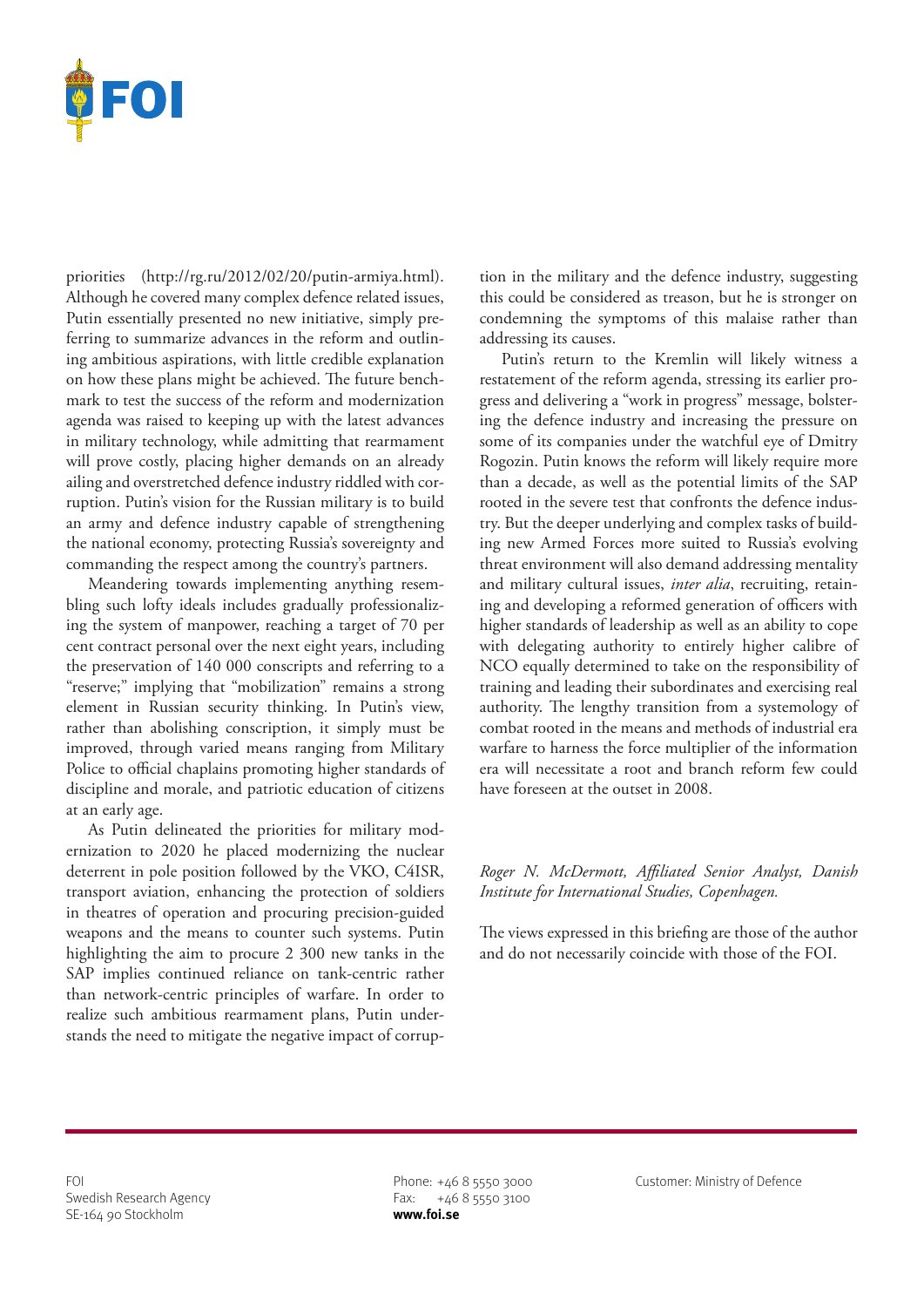priorities (http://rg.ru/2012/02/20/putin-armiya.html). Although he covered many complex defence related issues, Putin essentially presented no new initiative, simply preferring to summarize advances in the reform and outlining ambitious aspirations, with little credible explanation on how these plans might be achieved. The future benchmark to test the success of the reform and modernization agenda was raised to keeping up with the latest advances in military technology, while admitting that rearmament will prove costly, placing higher demands on an already ailing and overstretched defence industry riddled with corruption. Putin's vision for the Russian military is to build an army and defence industry capable of strengthening the national economy, protecting Russia's sovereignty and commanding the respect among the country's partners.

Meandering towards implementing anything resembling such lofty ideals includes gradually professionalizing the system of manpower, reaching a target of 70 per cent contract personal over the next eight years, including the preservation of 140 000 conscripts and referring to a "reserve;" implying that "mobilization" remains a strong element in Russian security thinking. In Putin's view, rather than abolishing conscription, it simply must be improved, through varied means ranging from Military Police to official chaplains promoting higher standards of discipline and morale, and patriotic education of citizens at an early age.

As Putin delineated the priorities for military modernization to 2020 he placed modernizing the nuclear deterrent in pole position followed by the VKO, C4ISR, transport aviation, enhancing the protection of soldiers in theatres of operation and procuring precision-guided weapons and the means to counter such systems. Putin highlighting the aim to procure 2 300 new tanks in the SAP implies continued reliance on tank-centric rather than network-centric principles of warfare. In order to realize such ambitious rearmament plans, Putin understands the need to mitigate the negative impact of corruption in the military and the defence industry, suggesting this could be considered as treason, but he is stronger on condemning the symptoms of this malaise rather than addressing its causes.

Putin's return to the Kremlin will likely witness a restatement of the reform agenda, stressing its earlier progress and delivering a "work in progress" message, bolstering the defence industry and increasing the pressure on some of its companies under the watchful eye of Dmitry Rogozin. Putin knows the reform will likely require more than a decade, as well as the potential limits of the SAP rooted in the severe test that confronts the defence industry. But the deeper underlying and complex tasks of building new Armed Forces more suited to Russia's evolving threat environment will also demand addressing mentality and military cultural issues, *inter alia*, recruiting, retaining and developing a reformed generation of officers with higher standards of leadership as well as an ability to cope with delegating authority to entirely higher calibre of NCO equally determined to take on the responsibility of training and leading their subordinates and exercising real authority. The lengthy transition from a systemology of combat rooted in the means and methods of industrial era warfare to harness the force multiplier of the information era will necessitate a root and branch reform few could have foreseen at the outset in 2008.

*Roger N. McDermott, Affiliated Senior Analyst, Danish Institute for International Studies, Copenhagen.*

The views expressed in this briefing are those of the author and do not necessarily coincide with those of the FOI.

FOI
Swedish Research Agency
SE-164 90 Stockholm

Phone: +46 8 5550 3000
Fax: +46 8 5550 3100
**www.foi.se**

Customer: Ministry of Defence